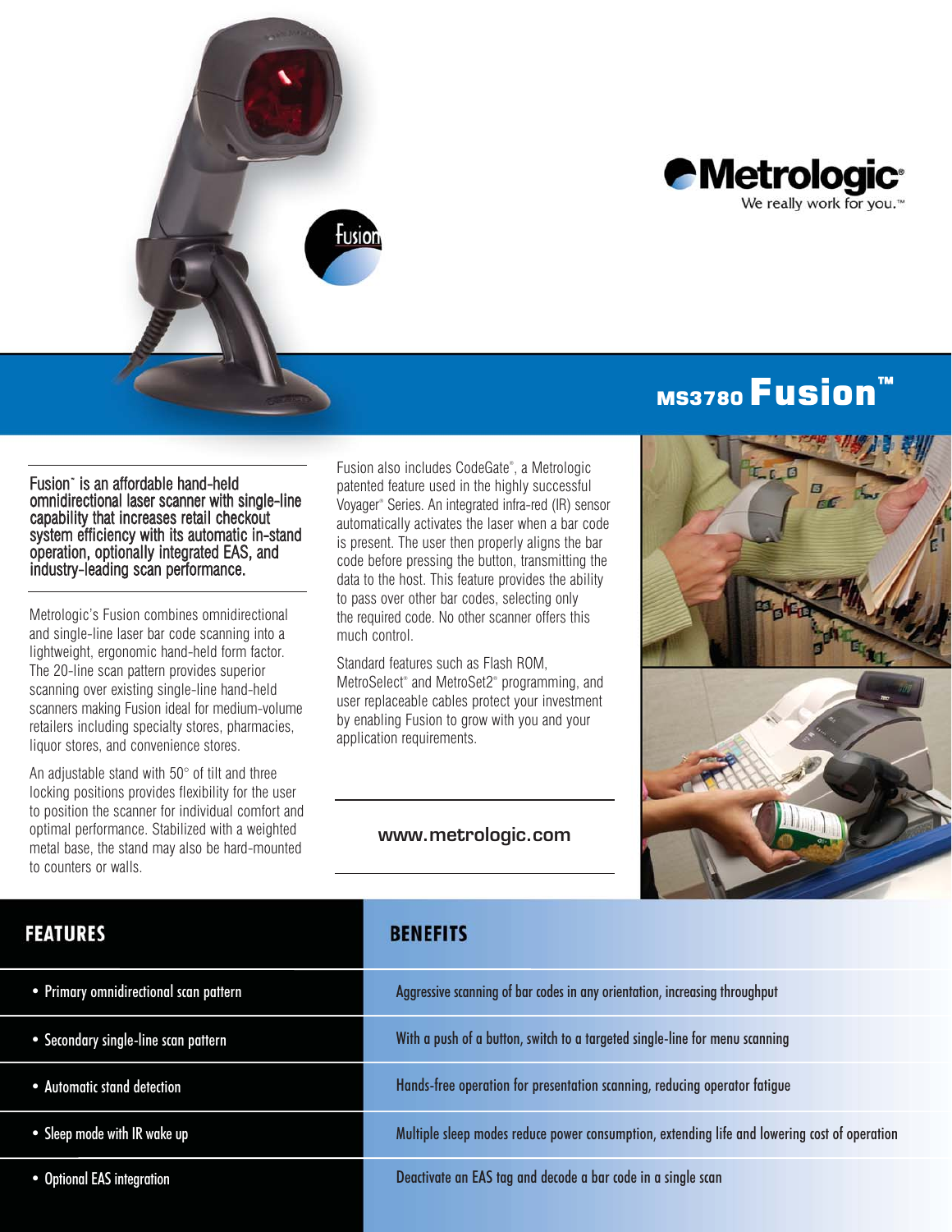# MS3780 Fusion™

**Fusion™ is an affordable hand-held omnidirectional laser scanner with single-line capability that increases retail checkout system efficiency with its automatic in-stand operation, optionally integrated EAS, and industry-leading scan performance.**

Metrologic's Fusion combines omnidirectional and single-line laser bar code scanning into a lightweight, ergonomic hand-held form factor. The 20-line scan pattern provides superior scanning over existing single-line hand-held scanners making Fusion ideal for medium-volume retailers including specialty stores, pharmacies, liquor stores, and convenience stores.

An adjustable stand with 50° of tilt and three locking positions provides flexibility for the user to position the scanner for individual comfort and optimal performance. Stabilized with a weighted metal base, the stand may also be hard-mounted to counters or walls.

Fusion also includes CodeGate®, a Metrologic patented feature used in the highly successful Voyager® Series. An integrated infra-red (IR) sensor automatically activates the laser when a bar code is present. The user then properly aligns the bar code before pressing the button, transmitting the data to the host. This feature provides the ability to pass over other bar codes, selecting only the required code. No other scanner offers this much control.

Standard features such as Flash ROM, MetroSelect® and MetroSet2® programming, and user replaceable cables protect your investment by enabling Fusion to grow with you and your application requirements.

**www.metrologic.com**

| FEATURES | BENEFITS |
| --- | --- |
| • Primary omnidirectional scan pattern | Aggressive scanning of bar codes in any orientation, increasing throughput |
| • Secondary single-line scan pattern | With a push of a button, switch to a targeted single-line for menu scanning |
| • Automatic stand detection | Hands-free operation for presentation scanning, reducing operator fatigue |
| • Sleep mode with IR wake up | Multiple sleep modes reduce power consumption, extending life and lowering cost of operation |
| • Optional EAS integration | Deactivate an EAS tag and decode a bar code in a single scan |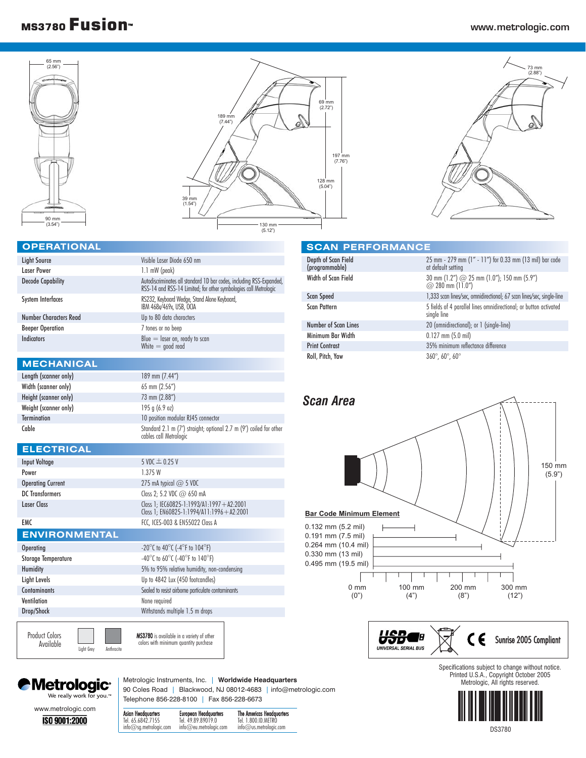# MS3780 Fusion™

www.metrologic.com

65 mm (2.56")

90 mm (3.54")

189 mm (7.44")

69 mm (2.72")

197 mm (7.76")

128 mm (5.04")

39 mm (1.54")

130 mm (5.12")

73 mm (2.88")

## OPERATIONAL

| | |
|---|---|
| Light Source | Visible Laser Diode 650 nm |
| Laser Power | 1.1 mW (peak) |
| Decode Capability | Autodiscriminates all standard 1D bar codes, including RSS-Expanded, RSS-14 and RSS-14 Limited; for other symbologies call Metrologic |
| System Interfaces | RS232, Keyboard Wedge, Stand Alone Keyboard, IBM 468x/469x, USB, OCIA |
| Number Characters Read | Up to 80 data characters |
| Beeper Operation | 7 tones or no beep |
| Indicators | Blue = laser on, ready to scan<br>White = good read |

## MECHANICAL

| | |
|---|---|
| Length (scanner only) | 189 mm (7.44") |
| Width (scanner only) | 65 mm (2.56") |
| Height (scanner only) | 73 mm (2.88") |
| Weight (scanner only) | 195 g (6.9 oz) |
| Termination | 10 position modular RJ45 connector |
| Cable | Standard 2.1 m (7') straight; optional 2.7 m (9') coiled for other cables call Metrologic |

## ELECTRICAL

| | |
|---|---|
| Input Voltage | 5 VDC ± 0.25 V |
| Power | 1.375 W |
| Operating Current | 275 mA typical @ 5 VDC |
| DC Transformers | Class 2; 5.2 VDC @ 650 mA |
| Laser Class | Class 1; IEC60825-1:1993/A1:1997+A2:2001<br>Class 1; EN60825-1:1994/A11:1996+A2:2001 |
| EMC | FCC, ICES-003 & EN55022 Class A |

## ENVIRONMENTAL

| | |
|---|---|
| Operating | -20°C to 40°C (-4°F to 104°F) |
| Storage Temperature | -40°C to 60°C (-40°F to 140°F) |
| Humidity | 5% to 95% relative humidity, non-condensing |
| Light Levels | Up to 4842 Lux (450 footcandles) |
| Contaminants | Sealed to resist airborne particulate contaminants |
| Ventilation | None required |
| Drop/Shock | Withstands multiple 1.5 m drops |

Product Colors Available: Light Grey, Anthracite

**MS3780** is available in a variety of other colors with minimum quantity purchase

## SCAN PERFORMANCE

| | |
|---|---|
| Depth of Scan Field (programmable) | 25 mm - 279 mm (1" - 11") for 0.33 mm (13 mil) bar code at default setting |
| Width of Scan Field | 30 mm (1.2") @ 25 mm (1.0"); 150 mm (5.9") @ 280 mm (11.0") |
| Scan Speed | 1,333 scan lines/sec, omnidirectional; 67 scan lines/sec, single-line |
| Scan Pattern | 5 fields of 4 parallel lines omnidirectional; or button activated single line |
| Number of Scan Lines | 20 (omnidirectional); or 1 (single-line) |
| Minimum Bar Width | 0.127 mm (5.0 mil) |
| Print Contrast | 35% minimum reflectance difference |
| Roll, Pitch, Yaw | 360°, 60°, 60° |

## *Scan Area*

150 mm (5.9")

**Bar Code Minimum Element**

0.132 mm (5.2 mil)
0.191 mm (7.5 mil)
0.264 mm (10.4 mil)
0.330 mm (13 mil)
0.495 mm (19.5 mil)

0 mm (0")
100 mm (4")
200 mm (8")
300 mm (12")

USB Universal Serial Bus | CE | Sunrise 2005 Compliant

Specifications subject to change without notice.
Printed U.S.A., Copyright October 2005
Metrologic, All rights reserved.

DS3780

**Metrologic®** We really work for you.™

www.metrologic.com

**ISO 9001:2000**

Metrologic Instruments, Inc. | **Worldwide Headquarters**
90 Coles Road | Blackwood, NJ 08012-4683 | info@metrologic.com
Telephone 856-228-8100 | Fax 856-228-6673

| Asian Headquarters | European Headquarters | The Americas Headquarters |
|---|---|---|
| Tel. 65.6842.7155 | Tel. 49.89.89019.0 | Tel. 1.800.ID.METRO |
| info@sg.metrologic.com | info@eu.metrologic.com | info@us.metrologic.com |